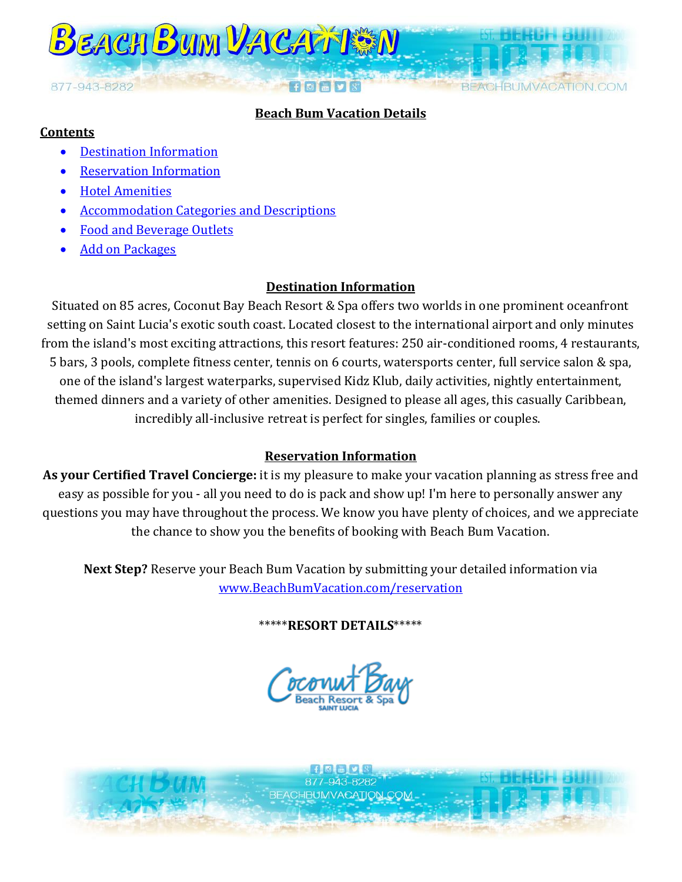# Beach Bum Vacation Details

## Contents

- Destination Information
- Reservation Information
- Hotel Amenities
- Accommodation Categories and Descriptions
- Food and Beverage Outlets
- Add on Packages

## Destination Information

Situated on 85 acres, Coconut Bay Beach Resort & Spa offers two worlds in one prominent oceanfront setting on Saint Lucia's exotic south coast. Located closest to the international airport and only minutes from the island's most exciting attractions, this resort features: 250 air-conditioned rooms, 4 restaurants, 5 bars, 3 pools, complete fitness center, tennis on 6 courts, watersports center, full service salon & spa, one of the island's largest waterparks, supervised Kidz Klub, daily activities, nightly entertainment, themed dinners and a variety of other amenities. Designed to please all ages, this casually Caribbean, incredibly all-inclusive retreat is perfect for singles, families or couples.

## Reservation Information

**As your Certified Travel Concierge:** it is my pleasure to make your vacation planning as stress free and easy as possible for you - all you need to do is pack and show up! I'm here to personally answer any questions you may have throughout the process. We know you have plenty of choices, and we appreciate the chance to show you the benefits of booking with Beach Bum Vacation.

**Next Step?** Reserve your Beach Bum Vacation by submitting your detailed information via www.BeachBumVacation.com/reservation

*****RESORT DETAILS*****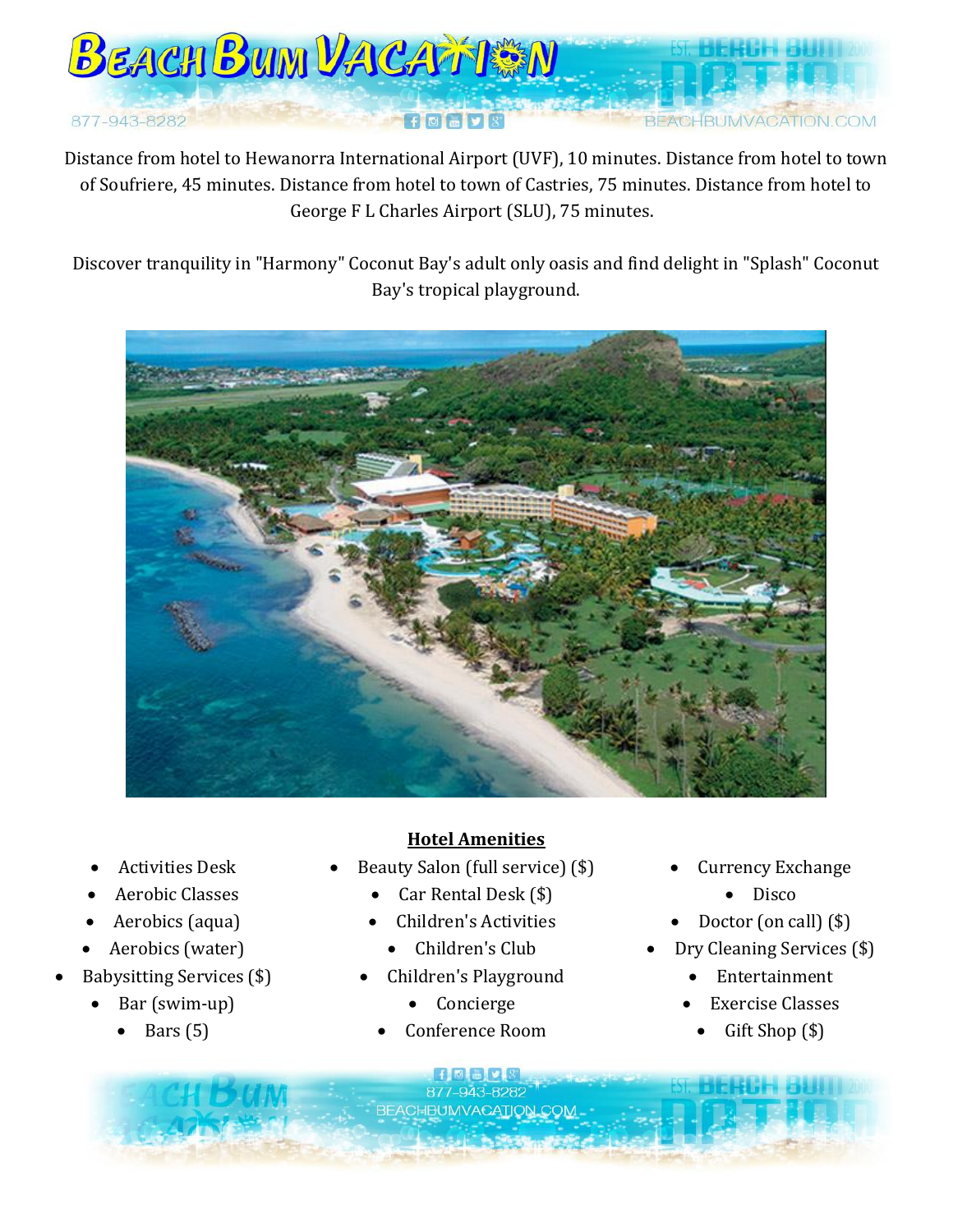Distance from hotel to Hewanorra International Airport (UVF), 10 minutes. Distance from hotel to town of Soufriere, 45 minutes. Distance from hotel to town of Castries, 75 minutes. Distance from hotel to George F L Charles Airport (SLU), 75 minutes.

Discover tranquility in "Harmony" Coconut Bay's adult only oasis and find delight in "Splash" Coconut Bay's tropical playground.

## Hotel Amenities

- Activities Desk
- Aerobic Classes
- Aerobics (aqua)
- Aerobics (water)
- Babysitting Services ($)
- Bar (swim-up)
- Bars (5)
- Beauty Salon (full service) ($)
- Car Rental Desk ($)
- Children's Activities
- Children's Club
- Children's Playground
- Concierge
- Conference Room
- Currency Exchange
- Disco
- Doctor (on call) ($)
- Dry Cleaning Services ($)
- Entertainment
- Exercise Classes
- Gift Shop ($)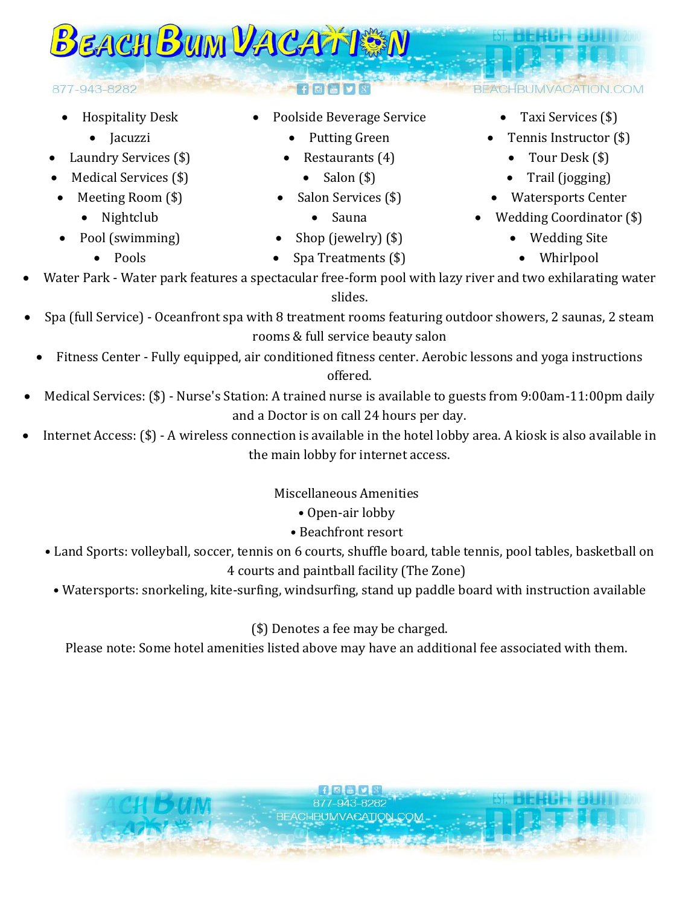- Hospitality Desk
- Jacuzzi
- Laundry Services ($)
- Medical Services ($)
- Meeting Room ($)
- Nightclub
- Pool (swimming)
- Pools
- Poolside Beverage Service
- Putting Green
- Restaurants (4)
- Salon ($)
- Salon Services ($)
- Sauna
- Shop (jewelry) ($)
- Spa Treatments ($)
- Taxi Services ($)
- Tennis Instructor ($)
- Tour Desk ($)
- Trail (jogging)
- Watersports Center
- Wedding Coordinator ($)
- Wedding Site
- Whirlpool
- Water Park - Water park features a spectacular free-form pool with lazy river and two exhilarating water slides.
- Spa (full Service) - Oceanfront spa with 8 treatment rooms featuring outdoor showers, 2 saunas, 2 steam rooms & full service beauty salon
- Fitness Center - Fully equipped, air conditioned fitness center. Aerobic lessons and yoga instructions offered.
- Medical Services: ($) - Nurse's Station: A trained nurse is available to guests from 9:00am-11:00pm daily and a Doctor is on call 24 hours per day.
- Internet Access: ($) - A wireless connection is available in the hotel lobby area. A kiosk is also available in the main lobby for internet access.

Miscellaneous Amenities

- Open-air lobby
- Beachfront resort
- Land Sports: volleyball, soccer, tennis on 6 courts, shuffle board, table tennis, pool tables, basketball on 4 courts and paintball facility (The Zone)
- Watersports: snorkeling, kite-surfing, windsurfing, stand up paddle board with instruction available

($) Denotes a fee may be charged.

Please note: Some hotel amenities listed above may have an additional fee associated with them.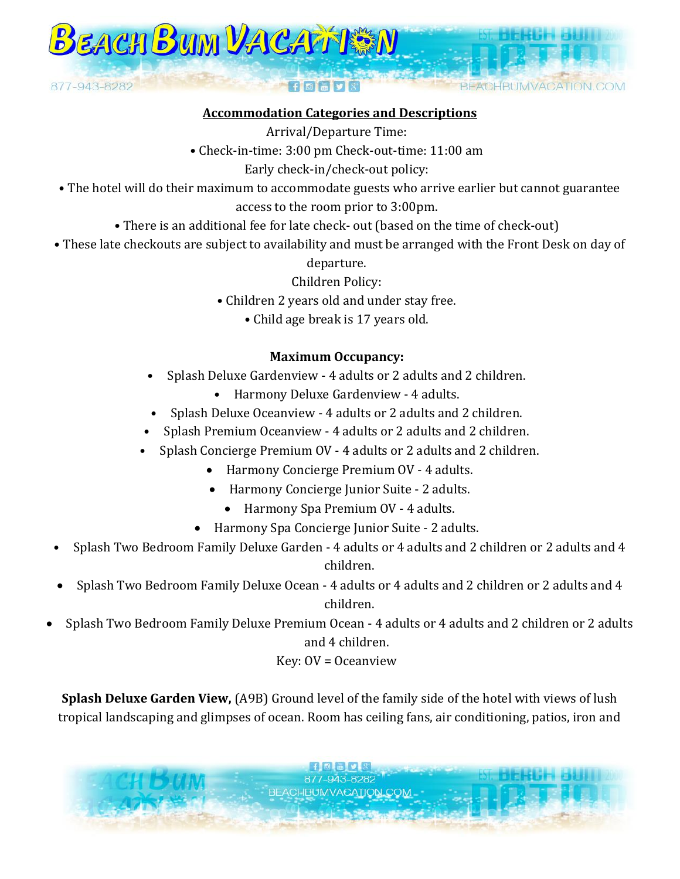## Accommodation Categories and Descriptions

Arrival/Departure Time:

• Check-in-time: 3:00 pm Check-out-time: 11:00 am

Early check-in/check-out policy:

• The hotel will do their maximum to accommodate guests who arrive earlier but cannot guarantee access to the room prior to 3:00pm.

• There is an additional fee for late check- out (based on the time of check-out)

• These late checkouts are subject to availability and must be arranged with the Front Desk on day of departure.

Children Policy:

• Children 2 years old and under stay free.

• Child age break is 17 years old.

**Maximum Occupancy:**

- Splash Deluxe Gardenview - 4 adults or 2 adults and 2 children.
- Harmony Deluxe Gardenview - 4 adults.
- Splash Deluxe Oceanview - 4 adults or 2 adults and 2 children.
- Splash Premium Oceanview - 4 adults or 2 adults and 2 children.
- Splash Concierge Premium OV - 4 adults or 2 adults and 2 children.
- Harmony Concierge Premium OV - 4 adults.
- Harmony Concierge Junior Suite - 2 adults.
- Harmony Spa Premium OV - 4 adults.
- Harmony Spa Concierge Junior Suite - 2 adults.
- Splash Two Bedroom Family Deluxe Garden - 4 adults or 4 adults and 2 children or 2 adults and 4 children.
- Splash Two Bedroom Family Deluxe Ocean - 4 adults or 4 adults and 2 children or 2 adults and 4 children.
- Splash Two Bedroom Family Deluxe Premium Ocean - 4 adults or 4 adults and 2 children or 2 adults and 4 children.

Key: OV = Oceanview

**Splash Deluxe Garden View,** (A9B) Ground level of the family side of the hotel with views of lush tropical landscaping and glimpses of ocean. Room has ceiling fans, air conditioning, patios, iron and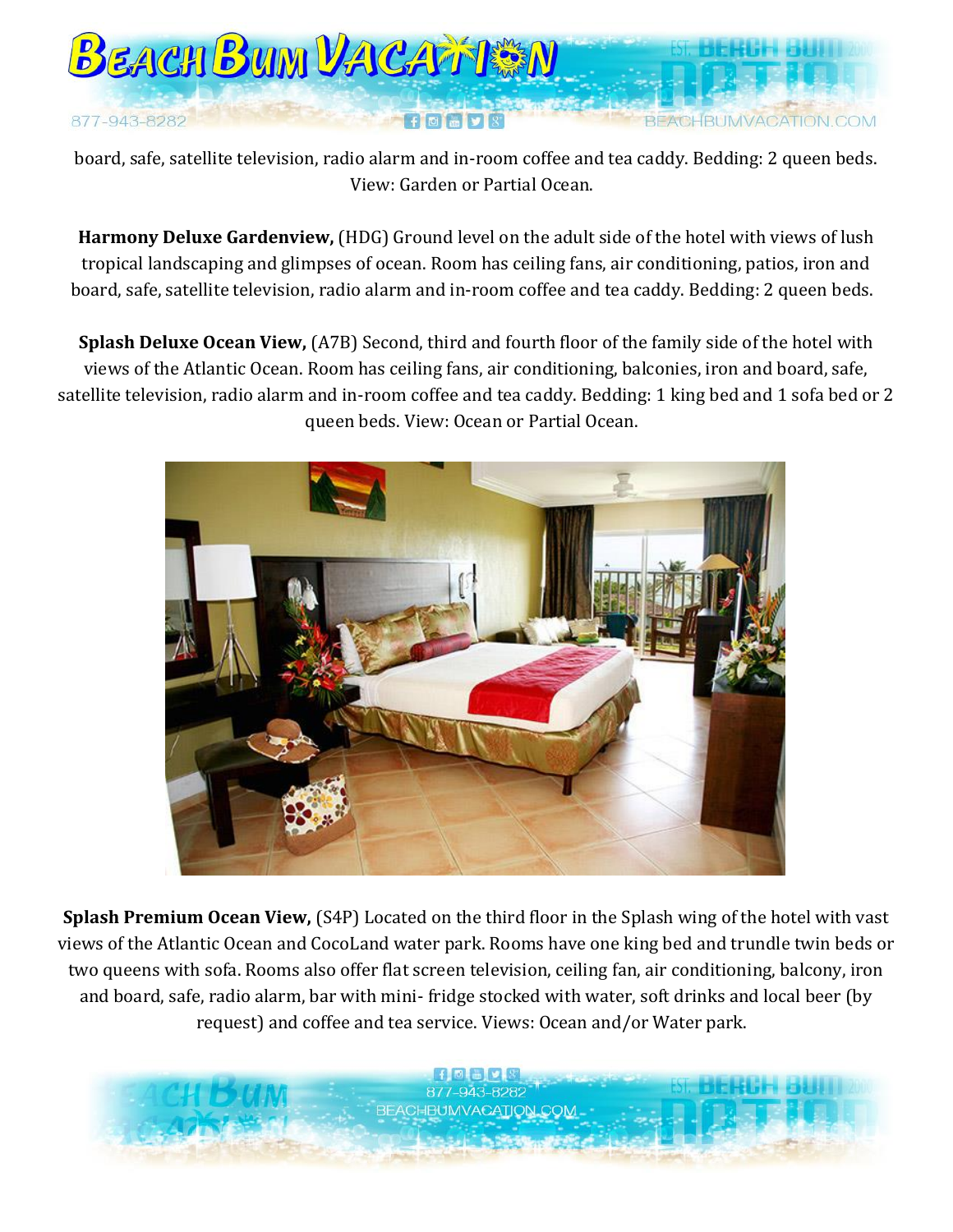board, safe, satellite television, radio alarm and in-room coffee and tea caddy. Bedding: 2 queen beds. View: Garden or Partial Ocean.

**Harmony Deluxe Gardenview,** (HDG) Ground level on the adult side of the hotel with views of lush tropical landscaping and glimpses of ocean. Room has ceiling fans, air conditioning, patios, iron and board, safe, satellite television, radio alarm and in-room coffee and tea caddy. Bedding: 2 queen beds.

**Splash Deluxe Ocean View,** (A7B) Second, third and fourth floor of the family side of the hotel with views of the Atlantic Ocean. Room has ceiling fans, air conditioning, balconies, iron and board, safe, satellite television, radio alarm and in-room coffee and tea caddy. Bedding: 1 king bed and 1 sofa bed or 2 queen beds. View: Ocean or Partial Ocean.

**Splash Premium Ocean View,** (S4P) Located on the third floor in the Splash wing of the hotel with vast views of the Atlantic Ocean and CocoLand water park. Rooms have one king bed and trundle twin beds or two queens with sofa. Rooms also offer flat screen television, ceiling fan, air conditioning, balcony, iron and board, safe, radio alarm, bar with mini- fridge stocked with water, soft drinks and local beer (by request) and coffee and tea service. Views: Ocean and/or Water park.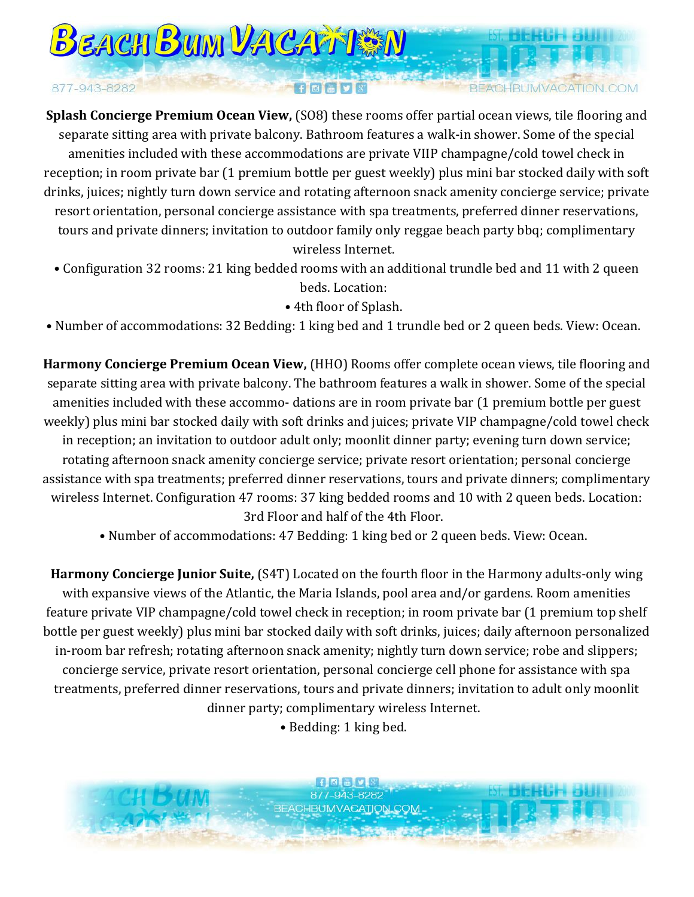**Splash Concierge Premium Ocean View,** (SO8) these rooms offer partial ocean views, tile flooring and separate sitting area with private balcony. Bathroom features a walk-in shower. Some of the special amenities included with these accommodations are private VIIP champagne/cold towel check in reception; in room private bar (1 premium bottle per guest weekly) plus mini bar stocked daily with soft drinks, juices; nightly turn down service and rotating afternoon snack amenity concierge service; private resort orientation, personal concierge assistance with spa treatments, preferred dinner reservations, tours and private dinners; invitation to outdoor family only reggae beach party bbq; complimentary wireless Internet.

• Configuration 32 rooms: 21 king bedded rooms with an additional trundle bed and 11 with 2 queen beds. Location:

• 4th floor of Splash.

• Number of accommodations: 32 Bedding: 1 king bed and 1 trundle bed or 2 queen beds. View: Ocean.

**Harmony Concierge Premium Ocean View,** (HHO) Rooms offer complete ocean views, tile flooring and separate sitting area with private balcony. The bathroom features a walk in shower. Some of the special amenities included with these accommo- dations are in room private bar (1 premium bottle per guest weekly) plus mini bar stocked daily with soft drinks and juices; private VIP champagne/cold towel check in reception; an invitation to outdoor adult only; moonlit dinner party; evening turn down service; rotating afternoon snack amenity concierge service; private resort orientation; personal concierge assistance with spa treatments; preferred dinner reservations, tours and private dinners; complimentary wireless Internet. Configuration 47 rooms: 37 king bedded rooms and 10 with 2 queen beds. Location: 3rd Floor and half of the 4th Floor.

• Number of accommodations: 47 Bedding: 1 king bed or 2 queen beds. View: Ocean.

**Harmony Concierge Junior Suite,** (S4T) Located on the fourth floor in the Harmony adults-only wing with expansive views of the Atlantic, the Maria Islands, pool area and/or gardens. Room amenities feature private VIP champagne/cold towel check in reception; in room private bar (1 premium top shelf bottle per guest weekly) plus mini bar stocked daily with soft drinks, juices; daily afternoon personalized in-room bar refresh; rotating afternoon snack amenity; nightly turn down service; robe and slippers; concierge service, private resort orientation, personal concierge cell phone for assistance with spa treatments, preferred dinner reservations, tours and private dinners; invitation to adult only moonlit dinner party; complimentary wireless Internet.

• Bedding: 1 king bed.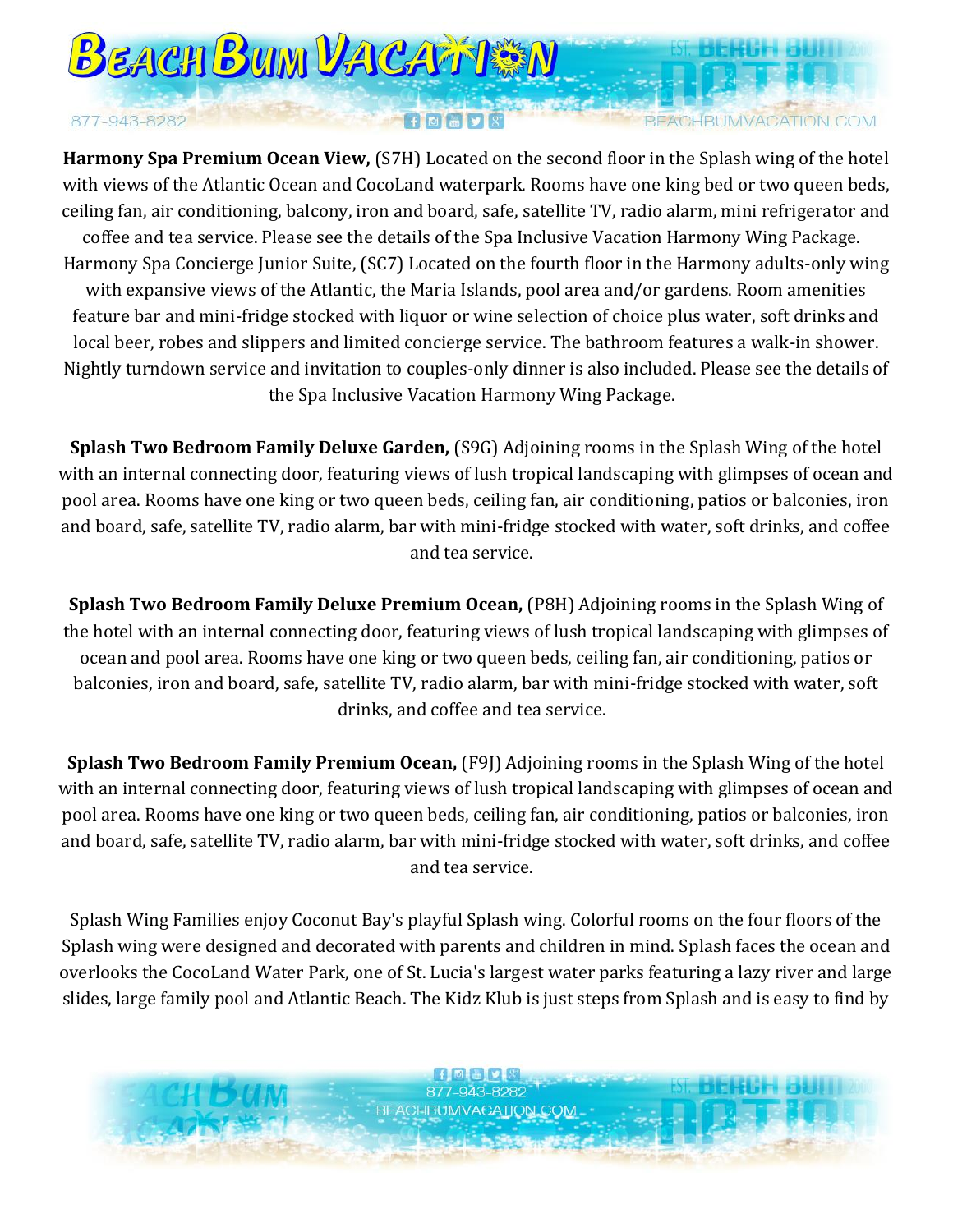**Harmony Spa Premium Ocean View,** (S7H) Located on the second floor in the Splash wing of the hotel with views of the Atlantic Ocean and CocoLand waterpark. Rooms have one king bed or two queen beds, ceiling fan, air conditioning, balcony, iron and board, safe, satellite TV, radio alarm, mini refrigerator and coffee and tea service. Please see the details of the Spa Inclusive Vacation Harmony Wing Package. Harmony Spa Concierge Junior Suite, (SC7) Located on the fourth floor in the Harmony adults-only wing with expansive views of the Atlantic, the Maria Islands, pool area and/or gardens. Room amenities feature bar and mini-fridge stocked with liquor or wine selection of choice plus water, soft drinks and local beer, robes and slippers and limited concierge service. The bathroom features a walk-in shower. Nightly turndown service and invitation to couples-only dinner is also included. Please see the details of the Spa Inclusive Vacation Harmony Wing Package.

**Splash Two Bedroom Family Deluxe Garden,** (S9G) Adjoining rooms in the Splash Wing of the hotel with an internal connecting door, featuring views of lush tropical landscaping with glimpses of ocean and pool area. Rooms have one king or two queen beds, ceiling fan, air conditioning, patios or balconies, iron and board, safe, satellite TV, radio alarm, bar with mini-fridge stocked with water, soft drinks, and coffee and tea service.

**Splash Two Bedroom Family Deluxe Premium Ocean,** (P8H) Adjoining rooms in the Splash Wing of the hotel with an internal connecting door, featuring views of lush tropical landscaping with glimpses of ocean and pool area. Rooms have one king or two queen beds, ceiling fan, air conditioning, patios or balconies, iron and board, safe, satellite TV, radio alarm, bar with mini-fridge stocked with water, soft drinks, and coffee and tea service.

**Splash Two Bedroom Family Premium Ocean,** (F9J) Adjoining rooms in the Splash Wing of the hotel with an internal connecting door, featuring views of lush tropical landscaping with glimpses of ocean and pool area. Rooms have one king or two queen beds, ceiling fan, air conditioning, patios or balconies, iron and board, safe, satellite TV, radio alarm, bar with mini-fridge stocked with water, soft drinks, and coffee and tea service.

Splash Wing Families enjoy Coconut Bay's playful Splash wing. Colorful rooms on the four floors of the Splash wing were designed and decorated with parents and children in mind. Splash faces the ocean and overlooks the CocoLand Water Park, one of St. Lucia's largest water parks featuring a lazy river and large slides, large family pool and Atlantic Beach. The Kidz Klub is just steps from Splash and is easy to find by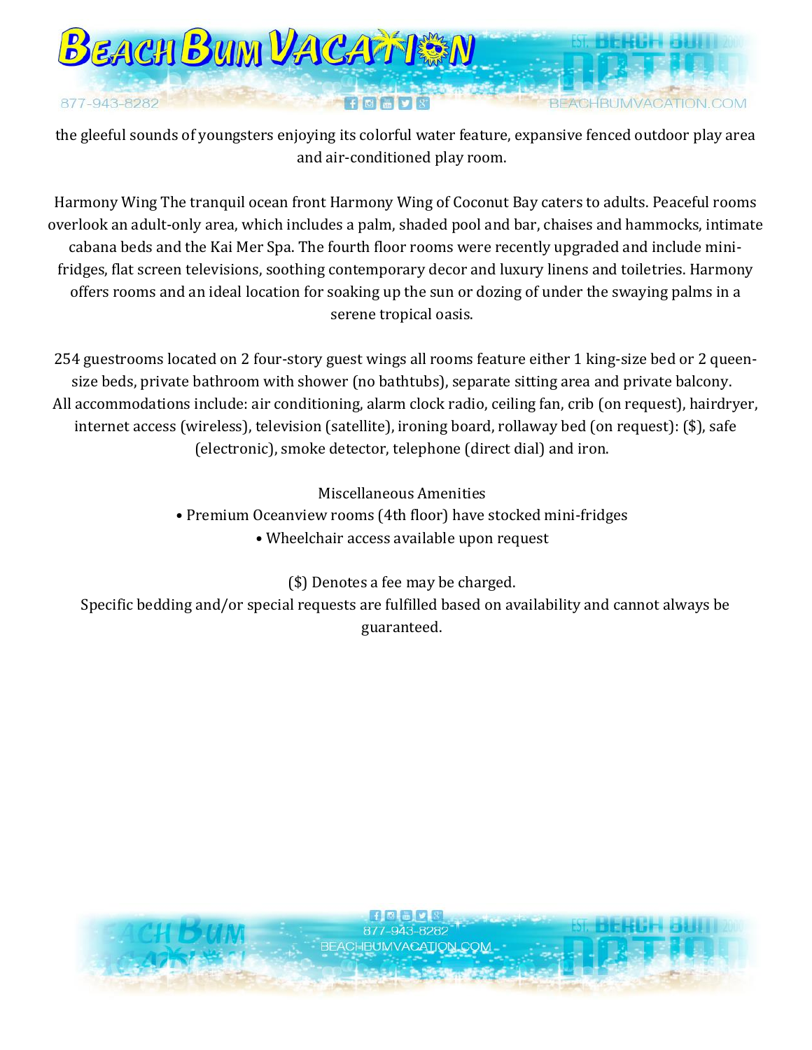the gleeful sounds of youngsters enjoying its colorful water feature, expansive fenced outdoor play area and air-conditioned play room.

Harmony Wing The tranquil ocean front Harmony Wing of Coconut Bay caters to adults. Peaceful rooms overlook an adult-only area, which includes a palm, shaded pool and bar, chaises and hammocks, intimate cabana beds and the Kai Mer Spa. The fourth floor rooms were recently upgraded and include mini-fridges, flat screen televisions, soothing contemporary decor and luxury linens and toiletries. Harmony offers rooms and an ideal location for soaking up the sun or dozing of under the swaying palms in a serene tropical oasis.

254 guestrooms located on 2 four-story guest wings all rooms feature either 1 king-size bed or 2 queen-size beds, private bathroom with shower (no bathtubs), separate sitting area and private balcony. All accommodations include: air conditioning, alarm clock radio, ceiling fan, crib (on request), hairdryer, internet access (wireless), television (satellite), ironing board, rollaway bed (on request): ($), safe (electronic), smoke detector, telephone (direct dial) and iron.

Miscellaneous Amenities

- Premium Oceanview rooms (4th floor) have stocked mini-fridges
- Wheelchair access available upon request

($) Denotes a fee may be charged.
Specific bedding and/or special requests are fulfilled based on availability and cannot always be guaranteed.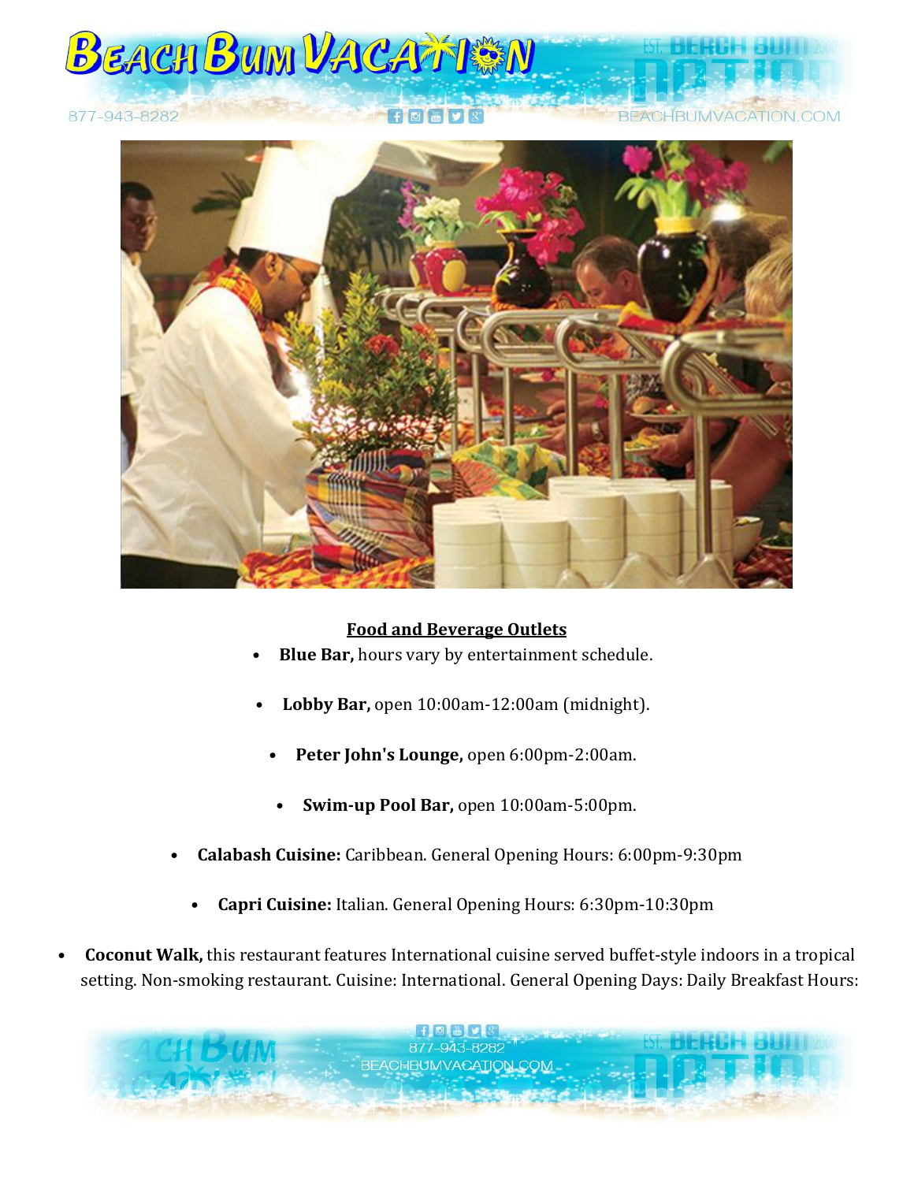## Food and Beverage Outlets

- **Blue Bar,** hours vary by entertainment schedule.
- **Lobby Bar,** open 10:00am-12:00am (midnight).
- **Peter John's Lounge,** open 6:00pm-2:00am.
- **Swim-up Pool Bar,** open 10:00am-5:00pm.
- **Calabash Cuisine:** Caribbean. General Opening Hours: 6:00pm-9:30pm
- **Capri Cuisine:** Italian. General Opening Hours: 6:30pm-10:30pm
- **Coconut Walk,** this restaurant features International cuisine served buffet-style indoors in a tropical setting. Non-smoking restaurant. Cuisine: International. General Opening Days: Daily Breakfast Hours: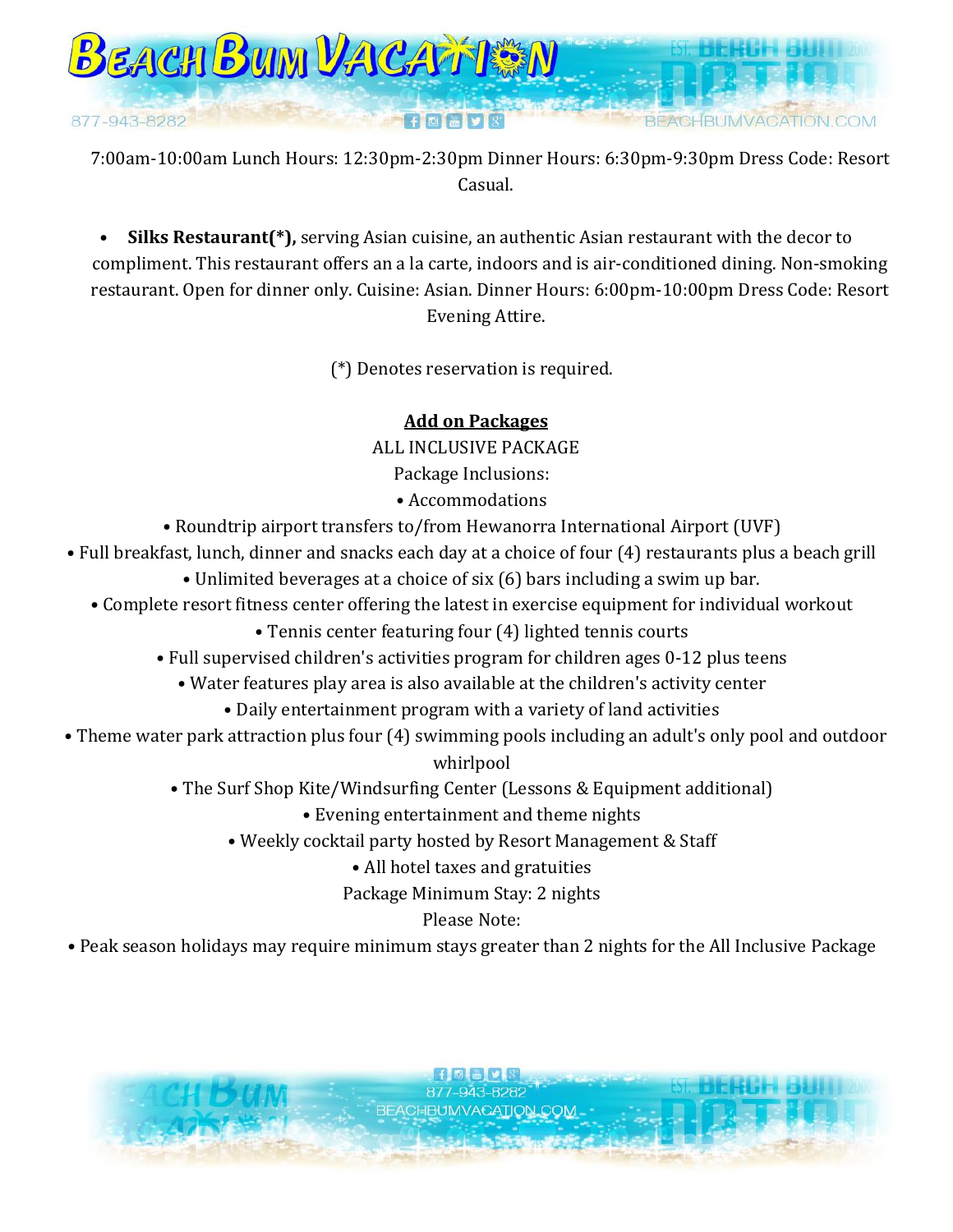7:00am-10:00am Lunch Hours: 12:30pm-2:30pm Dinner Hours: 6:30pm-9:30pm Dress Code: Resort Casual.

- **Silks Restaurant(*),** serving Asian cuisine, an authentic Asian restaurant with the decor to compliment. This restaurant offers an a la carte, indoors and is air-conditioned dining. Non-smoking restaurant. Open for dinner only. Cuisine: Asian. Dinner Hours: 6:00pm-10:00pm Dress Code: Resort Evening Attire.

(*) Denotes reservation is required.

**Add on Packages**

ALL INCLUSIVE PACKAGE

Package Inclusions:

• Accommodations
• Roundtrip airport transfers to/from Hewanorra International Airport (UVF)
• Full breakfast, lunch, dinner and snacks each day at a choice of four (4) restaurants plus a beach grill
• Unlimited beverages at a choice of six (6) bars including a swim up bar.
• Complete resort fitness center offering the latest in exercise equipment for individual workout
• Tennis center featuring four (4) lighted tennis courts
• Full supervised children's activities program for children ages 0-12 plus teens
• Water features play area is also available at the children's activity center
• Daily entertainment program with a variety of land activities
• Theme water park attraction plus four (4) swimming pools including an adult's only pool and outdoor whirlpool
• The Surf Shop Kite/Windsurfing Center (Lessons & Equipment additional)
• Evening entertainment and theme nights
• Weekly cocktail party hosted by Resort Management & Staff
• All hotel taxes and gratuities

Package Minimum Stay: 2 nights

Please Note:

• Peak season holidays may require minimum stays greater than 2 nights for the All Inclusive Package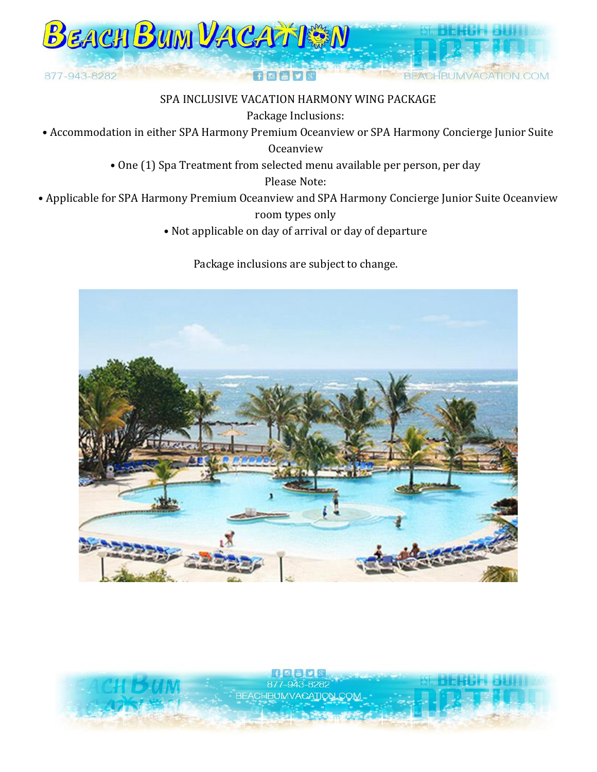## SPA INCLUSIVE VACATION HARMONY WING PACKAGE

Package Inclusions:

- Accommodation in either SPA Harmony Premium Oceanview or SPA Harmony Concierge Junior Suite Oceanview
- One (1) Spa Treatment from selected menu available per person, per day

Please Note:

- Applicable for SPA Harmony Premium Oceanview and SPA Harmony Concierge Junior Suite Oceanview room types only
- Not applicable on day of arrival or day of departure

Package inclusions are subject to change.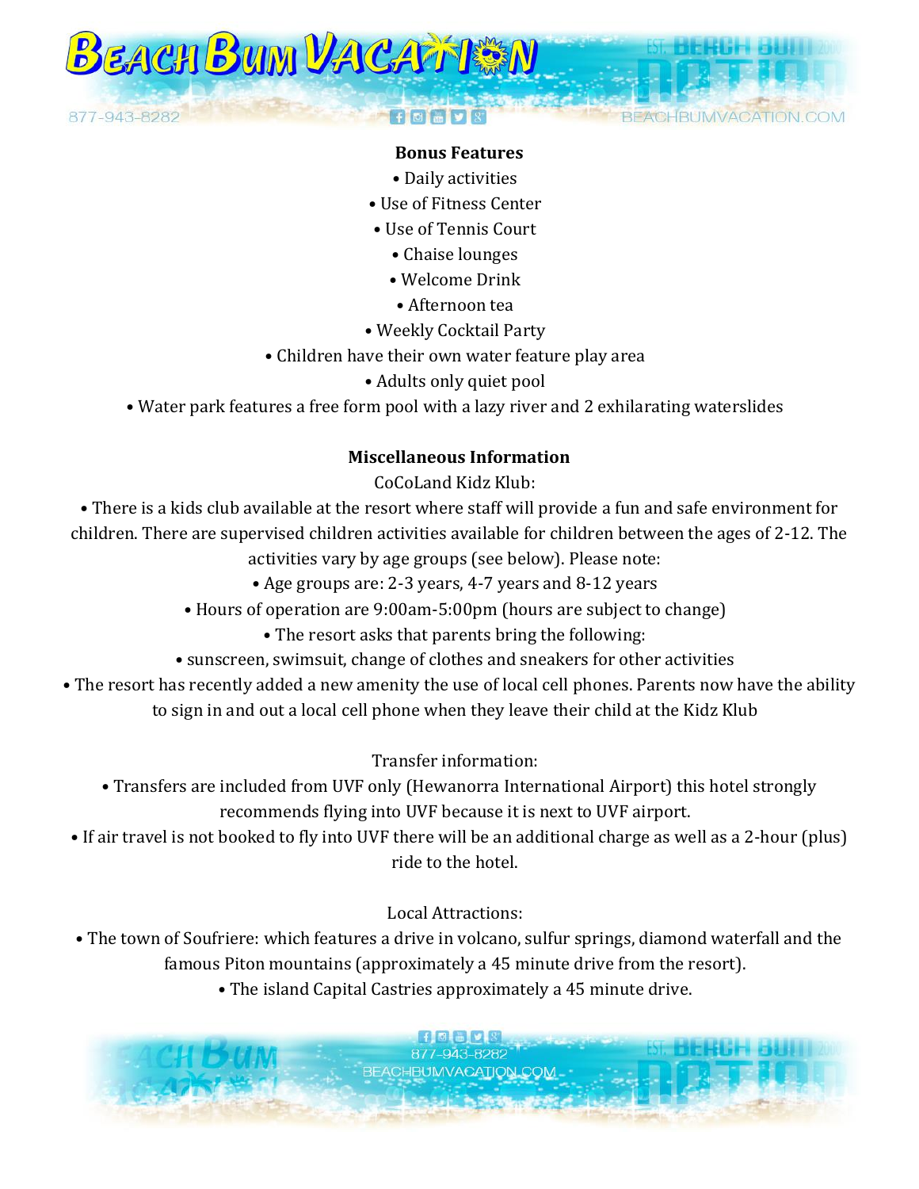**Bonus Features**

- Daily activities
- Use of Fitness Center
- Use of Tennis Court
- Chaise lounges
- Welcome Drink
- Afternoon tea
- Weekly Cocktail Party
- Children have their own water feature play area
- Adults only quiet pool
- Water park features a free form pool with a lazy river and 2 exhilarating waterslides

**Miscellaneous Information**

CoCoLand Kidz Klub:

- There is a kids club available at the resort where staff will provide a fun and safe environment for children. There are supervised children activities available for children between the ages of 2-12. The activities vary by age groups (see below). Please note:
- Age groups are: 2-3 years, 4-7 years and 8-12 years
- Hours of operation are 9:00am-5:00pm (hours are subject to change)
- The resort asks that parents bring the following:
- sunscreen, swimsuit, change of clothes and sneakers for other activities
- The resort has recently added a new amenity the use of local cell phones. Parents now have the ability to sign in and out a local cell phone when they leave their child at the Kidz Klub

Transfer information:

- Transfers are included from UVF only (Hewanorra International Airport) this hotel strongly recommends flying into UVF because it is next to UVF airport.
- If air travel is not booked to fly into UVF there will be an additional charge as well as a 2-hour (plus) ride to the hotel.

Local Attractions:

- The town of Soufriere: which features a drive in volcano, sulfur springs, diamond waterfall and the famous Piton mountains (approximately a 45 minute drive from the resort).
- The island Capital Castries approximately a 45 minute drive.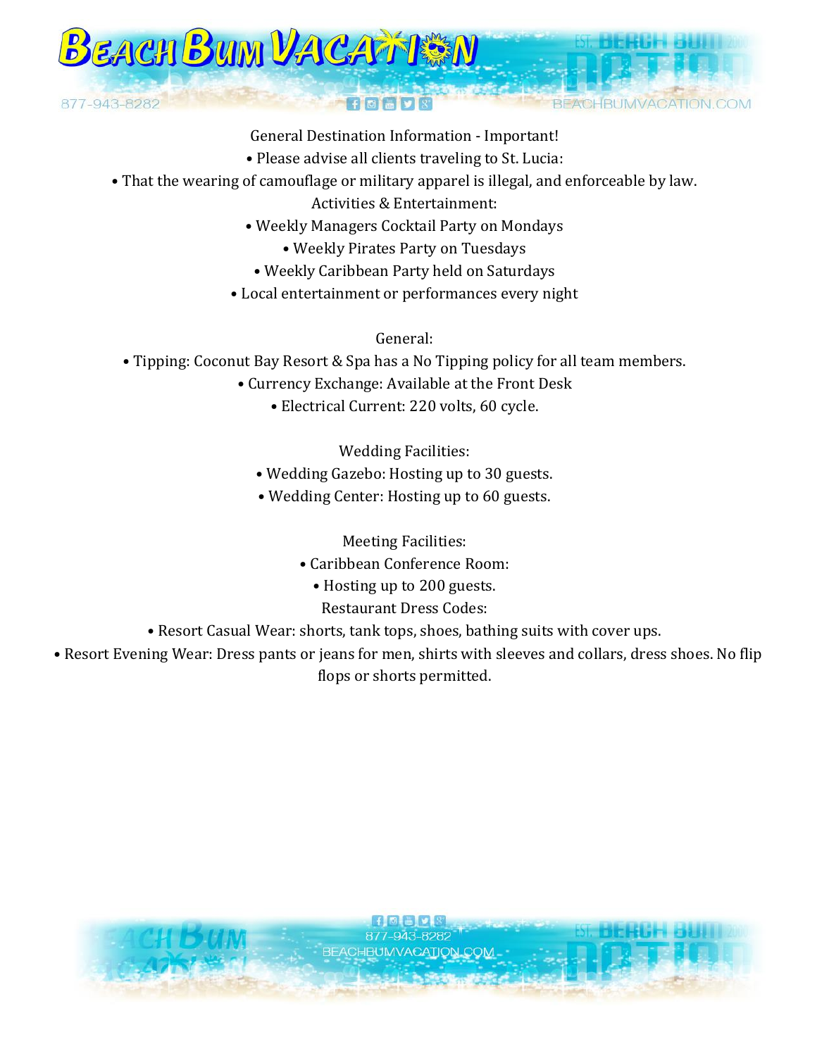General Destination Information - Important!

- Please advise all clients traveling to St. Lucia:
- That the wearing of camouflage or military apparel is illegal, and enforceable by law.

Activities & Entertainment:

- Weekly Managers Cocktail Party on Mondays
- Weekly Pirates Party on Tuesdays
- Weekly Caribbean Party held on Saturdays
- Local entertainment or performances every night

General:

- Tipping: Coconut Bay Resort & Spa has a No Tipping policy for all team members.
- Currency Exchange: Available at the Front Desk
- Electrical Current: 220 volts, 60 cycle.

Wedding Facilities:

- Wedding Gazebo: Hosting up to 30 guests.
- Wedding Center: Hosting up to 60 guests.

Meeting Facilities:

- Caribbean Conference Room:
- Hosting up to 200 guests.

Restaurant Dress Codes:

- Resort Casual Wear: shorts, tank tops, shoes, bathing suits with cover ups.
- Resort Evening Wear: Dress pants or jeans for men, shirts with sleeves and collars, dress shoes. No flip flops or shorts permitted.